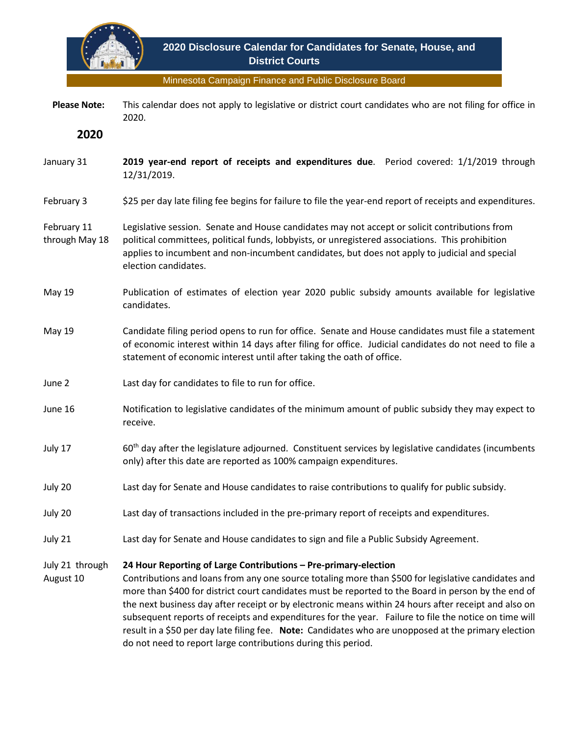# 2020 Disclosure Calendar for Candidates for Senate, House, and District Courts

Minnesota Campaign Finance and Public Disclosure Board

**Please Note:** This calendar does not apply to legislative or district court candidates who are not filing for office in 2020.

## 2020

| Date | Event |
| --- | --- |
| January 31 | **2019 year-end report of receipts and expenditures due**. Period covered: 1/1/2019 through 12/31/2019. |
| February 3 | $25 per day late filing fee begins for failure to file the year-end report of receipts and expenditures. |
| February 11 through May 18 | Legislative session. Senate and House candidates may not accept or solicit contributions from political committees, political funds, lobbyists, or unregistered associations. This prohibition applies to incumbent and non-incumbent candidates, but does not apply to judicial and special election candidates. |
| May 19 | Publication of estimates of election year 2020 public subsidy amounts available for legislative candidates. |
| May 19 | Candidate filing period opens to run for office. Senate and House candidates must file a statement of economic interest within 14 days after filing for office. Judicial candidates do not need to file a statement of economic interest until after taking the oath of office. |
| June 2 | Last day for candidates to file to run for office. |
| June 16 | Notification to legislative candidates of the minimum amount of public subsidy they may expect to receive. |
| July 17 | 60th day after the legislature adjourned. Constituent services by legislative candidates (incumbents only) after this date are reported as 100% campaign expenditures. |
| July 20 | Last day for Senate and House candidates to raise contributions to qualify for public subsidy. |
| July 20 | Last day of transactions included in the pre-primary report of receipts and expenditures. |
| July 21 | Last day for Senate and House candidates to sign and file a Public Subsidy Agreement. |
| July 21 through August 10 | **24 Hour Reporting of Large Contributions – Pre-primary-election** Contributions and loans from any one source totaling more than $500 for legislative candidates and more than $400 for district court candidates must be reported to the Board in person by the end of the next business day after receipt or by electronic means within 24 hours after receipt and also on subsequent reports of receipts and expenditures for the year. Failure to file the notice on time will result in a $50 per day late filing fee. **Note:** Candidates who are unopposed at the primary election do not need to report large contributions during this period. |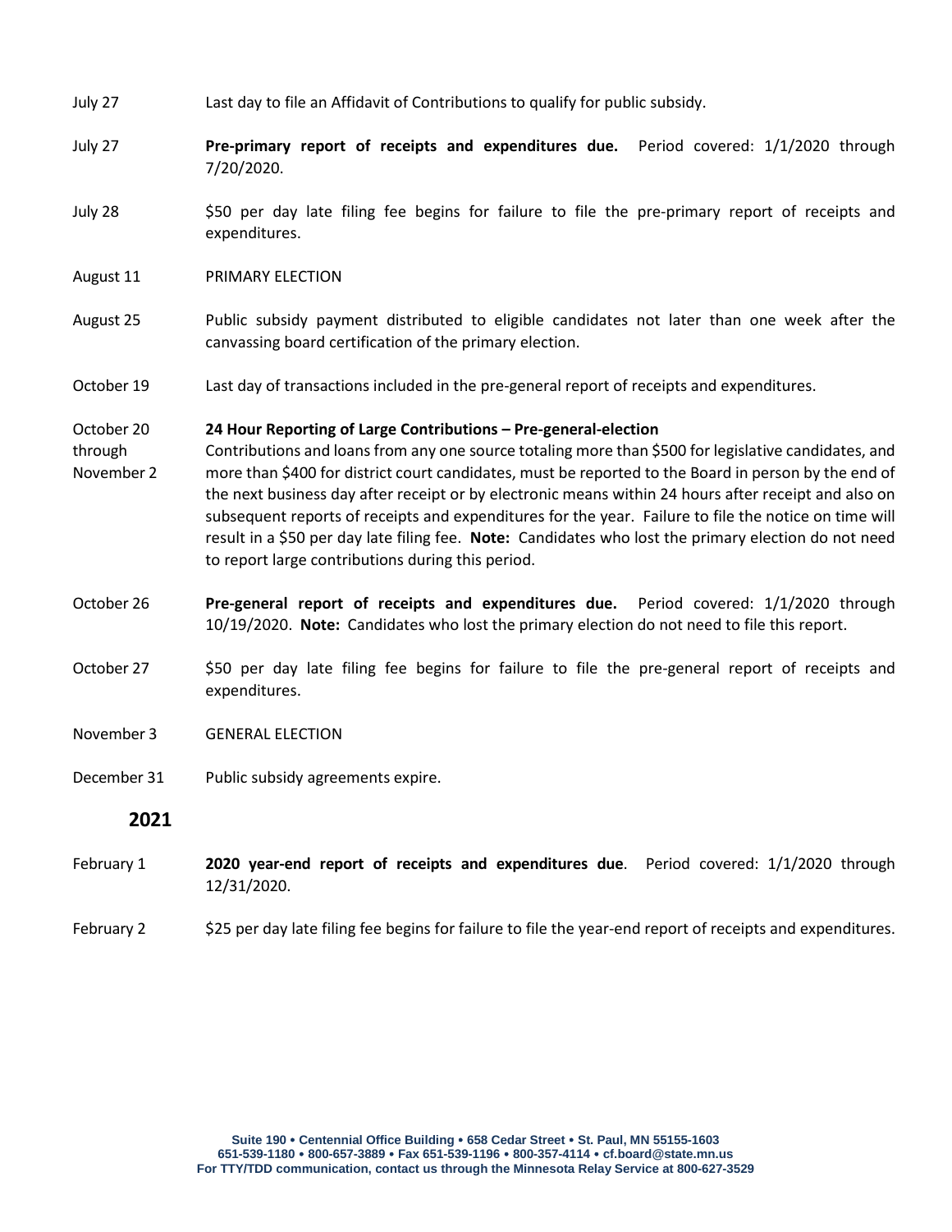July 27 Last day to file an Affidavit of Contributions to qualify for public subsidy.

July 27 **Pre-primary report of receipts and expenditures due.** Period covered: 1/1/2020 through 7/20/2020.

July 28 $50 per day late filing fee begins for failure to file the pre-primary report of receipts and expenditures.

August 11 PRIMARY ELECTION

August 25 Public subsidy payment distributed to eligible candidates not later than one week after the canvassing board certification of the primary election.

October 19 Last day of transactions included in the pre-general report of receipts and expenditures.

October 20 through November 2 **24 Hour Reporting of Large Contributions – Pre-general-election**
Contributions and loans from any one source totaling more than $500 for legislative candidates, and more than $400 for district court candidates, must be reported to the Board in person by the end of the next business day after receipt or by electronic means within 24 hours after receipt and also on subsequent reports of receipts and expenditures for the year. Failure to file the notice on time will result in a $50 per day late filing fee. **Note:** Candidates who lost the primary election do not need to report large contributions during this period.

October 26 **Pre-general report of receipts and expenditures due.** Period covered: 1/1/2020 through 10/19/2020. **Note:** Candidates who lost the primary election do not need to file this report.

October 27 $50 per day late filing fee begins for failure to file the pre-general report of receipts and expenditures.

November 3 GENERAL ELECTION

December 31 Public subsidy agreements expire.

## 2021

February 1 **2020 year-end report of receipts and expenditures due**. Period covered: 1/1/2020 through 12/31/2020.

February 2 $25 per day late filing fee begins for failure to file the year-end report of receipts and expenditures.

**Suite 190 • Centennial Office Building • 658 Cedar Street • St. Paul, MN 55155-1603**
**651-539-1180 • 800-657-3889 • Fax 651-539-1196 • 800-357-4114 • cf.board@state.mn.us**
**For TTY/TDD communication, contact us through the Minnesota Relay Service at 800-627-3529**